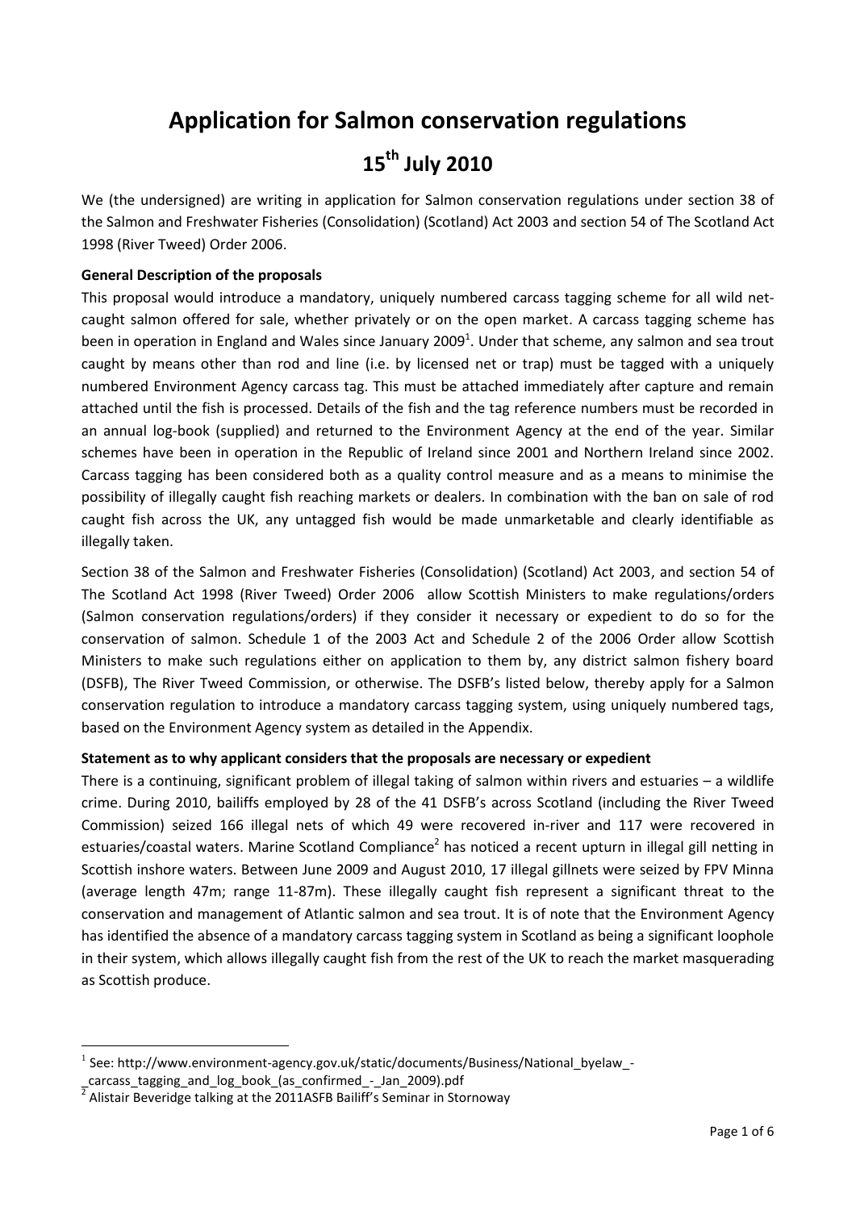# Application for Salmon conservation regulations

## 15th July 2010

We (the undersigned) are writing in application for Salmon conservation regulations under section 38 of the Salmon and Freshwater Fisheries (Consolidation) (Scotland) Act 2003 and section 54 of The Scotland Act 1998 (River Tweed) Order 2006.

**General Description of the proposals**

This proposal would introduce a mandatory, uniquely numbered carcass tagging scheme for all wild net-caught salmon offered for sale, whether privately or on the open market. A carcass tagging scheme has been in operation in England and Wales since January 2009[1]. Under that scheme, any salmon and sea trout caught by means other than rod and line (i.e. by licensed net or trap) must be tagged with a uniquely numbered Environment Agency carcass tag. This must be attached immediately after capture and remain attached until the fish is processed. Details of the fish and the tag reference numbers must be recorded in an annual log-book (supplied) and returned to the Environment Agency at the end of the year. Similar schemes have been in operation in the Republic of Ireland since 2001 and Northern Ireland since 2002. Carcass tagging has been considered both as a quality control measure and as a means to minimise the possibility of illegally caught fish reaching markets or dealers. In combination with the ban on sale of rod caught fish across the UK, any untagged fish would be made unmarketable and clearly identifiable as illegally taken.

Section 38 of the Salmon and Freshwater Fisheries (Consolidation) (Scotland) Act 2003, and section 54 of The Scotland Act 1998 (River Tweed) Order 2006 allow Scottish Ministers to make regulations/orders (Salmon conservation regulations/orders) if they consider it necessary or expedient to do so for the conservation of salmon. Schedule 1 of the 2003 Act and Schedule 2 of the 2006 Order allow Scottish Ministers to make such regulations either on application to them by, any district salmon fishery board (DSFB), The River Tweed Commission, or otherwise. The DSFB's listed below, thereby apply for a Salmon conservation regulation to introduce a mandatory carcass tagging system, using uniquely numbered tags, based on the Environment Agency system as detailed in the Appendix.

**Statement as to why applicant considers that the proposals are necessary or expedient**

There is a continuing, significant problem of illegal taking of salmon within rivers and estuaries – a wildlife crime. During 2010, bailiffs employed by 28 of the 41 DSFB's across Scotland (including the River Tweed Commission) seized 166 illegal nets of which 49 were recovered in-river and 117 were recovered in estuaries/coastal waters. Marine Scotland Compliance[2] has noticed a recent upturn in illegal gill netting in Scottish inshore waters. Between June 2009 and August 2010, 17 illegal gillnets were seized by FPV Minna (average length 47m; range 11-87m). These illegally caught fish represent a significant threat to the conservation and management of Atlantic salmon and sea trout. It is of note that the Environment Agency has identified the absence of a mandatory carcass tagging system in Scotland as being a significant loophole in their system, which allows illegally caught fish from the rest of the UK to reach the market masquerading as Scottish produce.

---

[1] See: http://www.environment-agency.gov.uk/static/documents/Business/National_byelaw_-_carcass_tagging_and_log_book_(as_confirmed_-_Jan_2009).pdf

[2] Alistair Beveridge talking at the 2011ASFB Bailiff's Seminar in Stornoway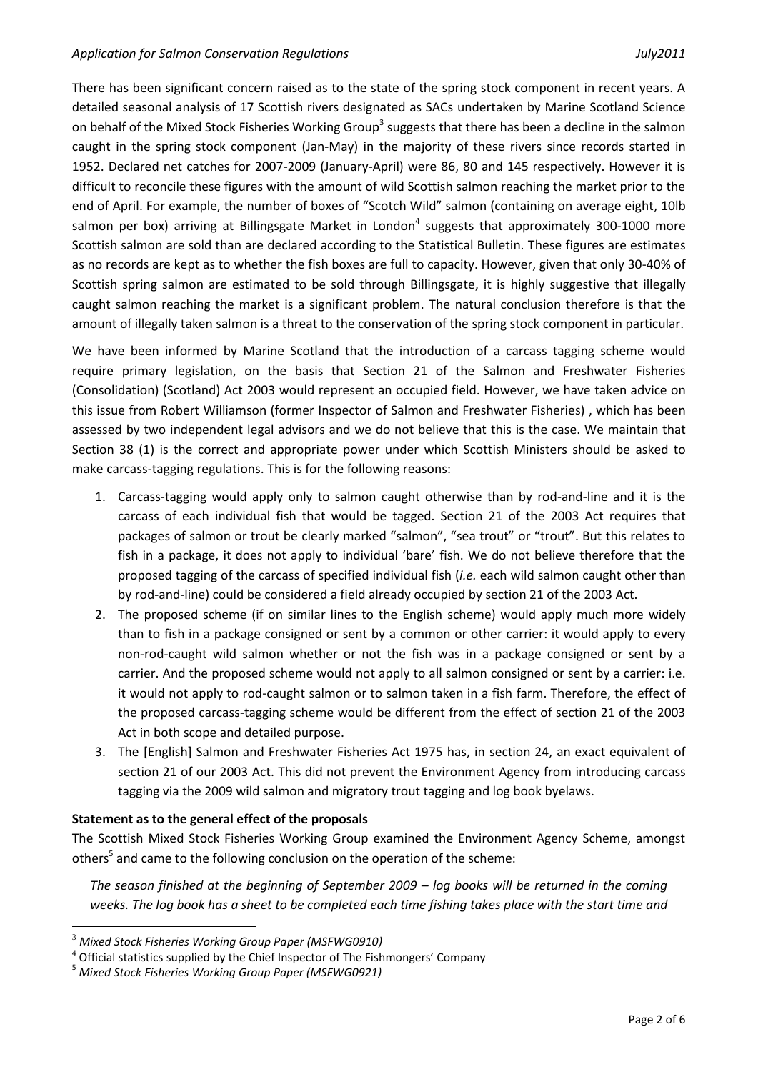There has been significant concern raised as to the state of the spring stock component in recent years. A detailed seasonal analysis of 17 Scottish rivers designated as SACs undertaken by Marine Scotland Science on behalf of the Mixed Stock Fisheries Working Group[3] suggests that there has been a decline in the salmon caught in the spring stock component (Jan-May) in the majority of these rivers since records started in 1952. Declared net catches for 2007-2009 (January-April) were 86, 80 and 145 respectively. However it is difficult to reconcile these figures with the amount of wild Scottish salmon reaching the market prior to the end of April. For example, the number of boxes of "Scotch Wild" salmon (containing on average eight, 10lb salmon per box) arriving at Billingsgate Market in London[4] suggests that approximately 300-1000 more Scottish salmon are sold than are declared according to the Statistical Bulletin. These figures are estimates as no records are kept as to whether the fish boxes are full to capacity. However, given that only 30-40% of Scottish spring salmon are estimated to be sold through Billingsgate, it is highly suggestive that illegally caught salmon reaching the market is a significant problem. The natural conclusion therefore is that the amount of illegally taken salmon is a threat to the conservation of the spring stock component in particular.

We have been informed by Marine Scotland that the introduction of a carcass tagging scheme would require primary legislation, on the basis that Section 21 of the Salmon and Freshwater Fisheries (Consolidation) (Scotland) Act 2003 would represent an occupied field. However, we have taken advice on this issue from Robert Williamson (former Inspector of Salmon and Freshwater Fisheries) , which has been assessed by two independent legal advisors and we do not believe that this is the case. We maintain that Section 38 (1) is the correct and appropriate power under which Scottish Ministers should be asked to make carcass-tagging regulations. This is for the following reasons:

1. Carcass-tagging would apply only to salmon caught otherwise than by rod-and-line and it is the carcass of each individual fish that would be tagged. Section 21 of the 2003 Act requires that packages of salmon or trout be clearly marked "salmon", "sea trout" or "trout". But this relates to fish in a package, it does not apply to individual 'bare' fish. We do not believe therefore that the proposed tagging of the carcass of specified individual fish (*i.e.* each wild salmon caught other than by rod-and-line) could be considered a field already occupied by section 21 of the 2003 Act.
2. The proposed scheme (if on similar lines to the English scheme) would apply much more widely than to fish in a package consigned or sent by a common or other carrier: it would apply to every non-rod-caught wild salmon whether or not the fish was in a package consigned or sent by a carrier. And the proposed scheme would not apply to all salmon consigned or sent by a carrier: i.e. it would not apply to rod-caught salmon or to salmon taken in a fish farm. Therefore, the effect of the proposed carcass-tagging scheme would be different from the effect of section 21 of the 2003 Act in both scope and detailed purpose.
3. The [English] Salmon and Freshwater Fisheries Act 1975 has, in section 24, an exact equivalent of section 21 of our 2003 Act. This did not prevent the Environment Agency from introducing carcass tagging via the 2009 wild salmon and migratory trout tagging and log book byelaws.

**Statement as to the general effect of the proposals**

The Scottish Mixed Stock Fisheries Working Group examined the Environment Agency Scheme, amongst others[5] and came to the following conclusion on the operation of the scheme:

*The season finished at the beginning of September 2009 – log books will be returned in the coming weeks. The log book has a sheet to be completed each time fishing takes place with the start time and*

[3] *Mixed Stock Fisheries Working Group Paper (MSFWG0910)*

[4] Official statistics supplied by the Chief Inspector of The Fishmongers' Company

[5] *Mixed Stock Fisheries Working Group Paper (MSFWG0921)*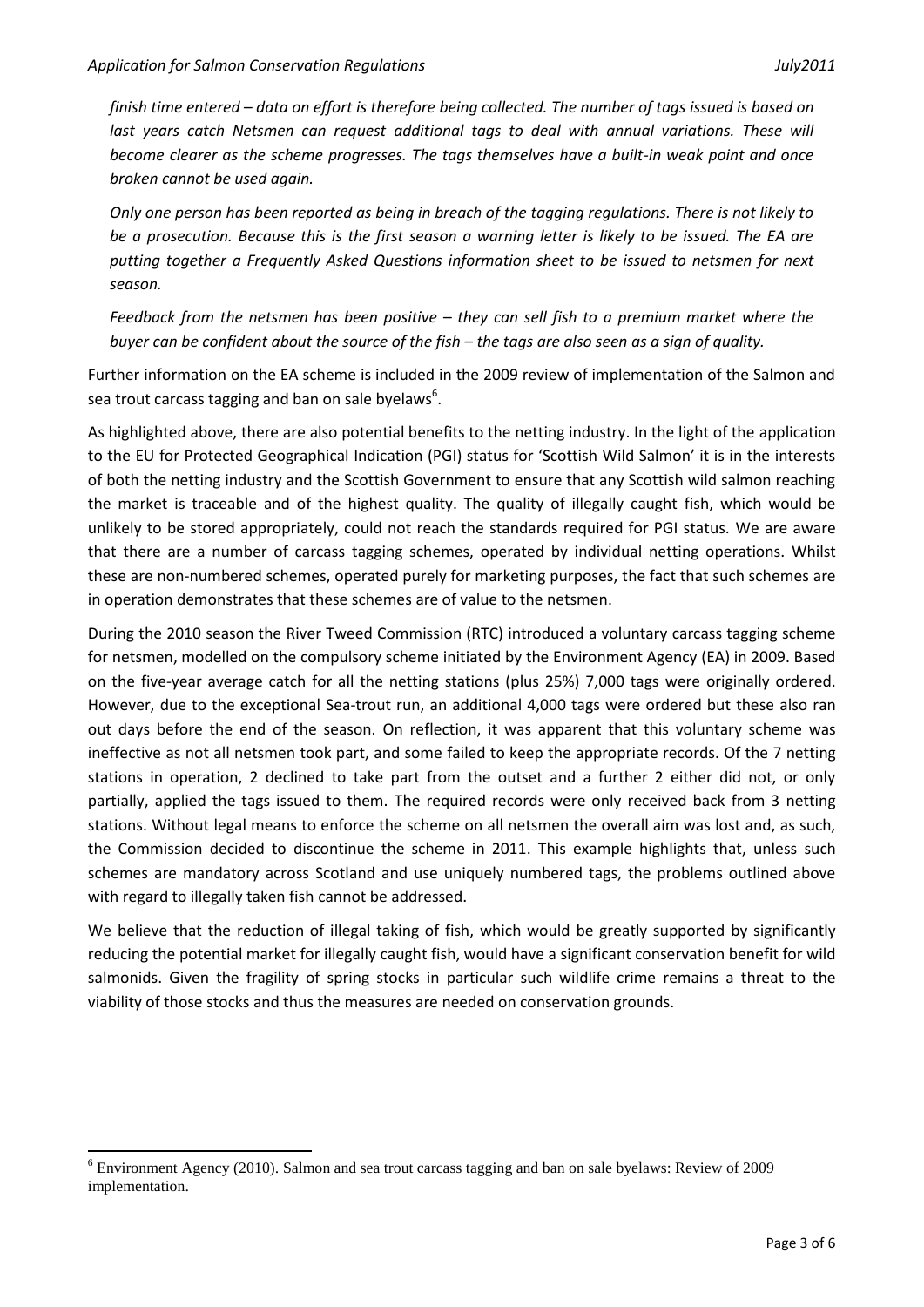*finish time entered – data on effort is therefore being collected. The number of tags issued is based on last years catch Netsmen can request additional tags to deal with annual variations. These will become clearer as the scheme progresses. The tags themselves have a built-in weak point and once broken cannot be used again.*

*Only one person has been reported as being in breach of the tagging regulations. There is not likely to be a prosecution. Because this is the first season a warning letter is likely to be issued. The EA are putting together a Frequently Asked Questions information sheet to be issued to netsmen for next season.*

*Feedback from the netsmen has been positive – they can sell fish to a premium market where the buyer can be confident about the source of the fish – the tags are also seen as a sign of quality.*

Further information on the EA scheme is included in the 2009 review of implementation of the Salmon and sea trout carcass tagging and ban on sale byelaws[6].

As highlighted above, there are also potential benefits to the netting industry. In the light of the application to the EU for Protected Geographical Indication (PGI) status for 'Scottish Wild Salmon' it is in the interests of both the netting industry and the Scottish Government to ensure that any Scottish wild salmon reaching the market is traceable and of the highest quality. The quality of illegally caught fish, which would be unlikely to be stored appropriately, could not reach the standards required for PGI status. We are aware that there are a number of carcass tagging schemes, operated by individual netting operations. Whilst these are non-numbered schemes, operated purely for marketing purposes, the fact that such schemes are in operation demonstrates that these schemes are of value to the netsmen.

During the 2010 season the River Tweed Commission (RTC) introduced a voluntary carcass tagging scheme for netsmen, modelled on the compulsory scheme initiated by the Environment Agency (EA) in 2009. Based on the five-year average catch for all the netting stations (plus 25%) 7,000 tags were originally ordered. However, due to the exceptional Sea-trout run, an additional 4,000 tags were ordered but these also ran out days before the end of the season. On reflection, it was apparent that this voluntary scheme was ineffective as not all netsmen took part, and some failed to keep the appropriate records. Of the 7 netting stations in operation, 2 declined to take part from the outset and a further 2 either did not, or only partially, applied the tags issued to them. The required records were only received back from 3 netting stations. Without legal means to enforce the scheme on all netsmen the overall aim was lost and, as such, the Commission decided to discontinue the scheme in 2011. This example highlights that, unless such schemes are mandatory across Scotland and use uniquely numbered tags, the problems outlined above with regard to illegally taken fish cannot be addressed.

We believe that the reduction of illegal taking of fish, which would be greatly supported by significantly reducing the potential market for illegally caught fish, would have a significant conservation benefit for wild salmonids. Given the fragility of spring stocks in particular such wildlife crime remains a threat to the viability of those stocks and thus the measures are needed on conservation grounds.

---

[6] Environment Agency (2010). Salmon and sea trout carcass tagging and ban on sale byelaws: Review of 2009 implementation.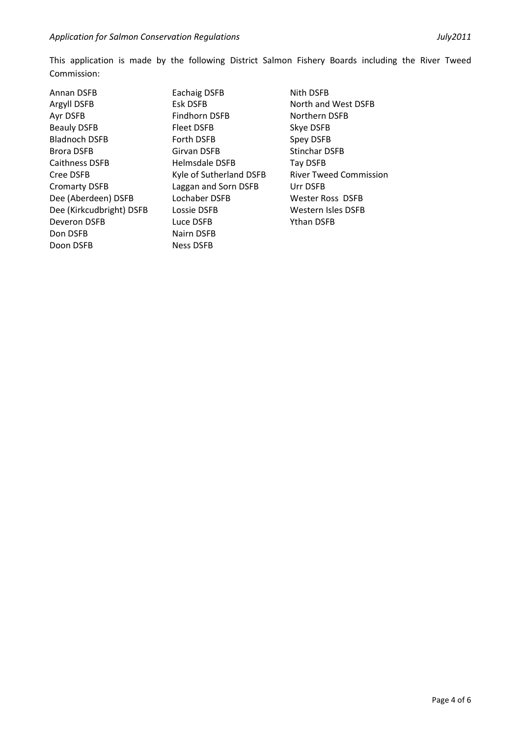This application is made by the following District Salmon Fishery Boards including the River Tweed Commission:

Annan DSFB
Argyll DSFB
Ayr DSFB
Beauly DSFB
Bladnoch DSFB
Brora DSFB
Caithness DSFB
Cree DSFB
Cromarty DSFB
Dee (Aberdeen) DSFB
Dee (Kirkcudbright) DSFB
Deveron DSFB
Don DSFB
Doon DSFB
Eachaig DSFB
Esk DSFB
Findhorn DSFB
Fleet DSFB
Forth DSFB
Girvan DSFB
Helmsdale DSFB
Kyle of Sutherland DSFB
Laggan and Sorn DSFB
Lochaber DSFB
Lossie DSFB
Luce DSFB
Nairn DSFB
Ness DSFB
Nith DSFB
North and West DSFB
Northern DSFB
Skye DSFB
Spey DSFB
Stinchar DSFB
Tay DSFB
River Tweed Commission
Urr DSFB
Wester Ross DSFB
Western Isles DSFB
Ythan DSFB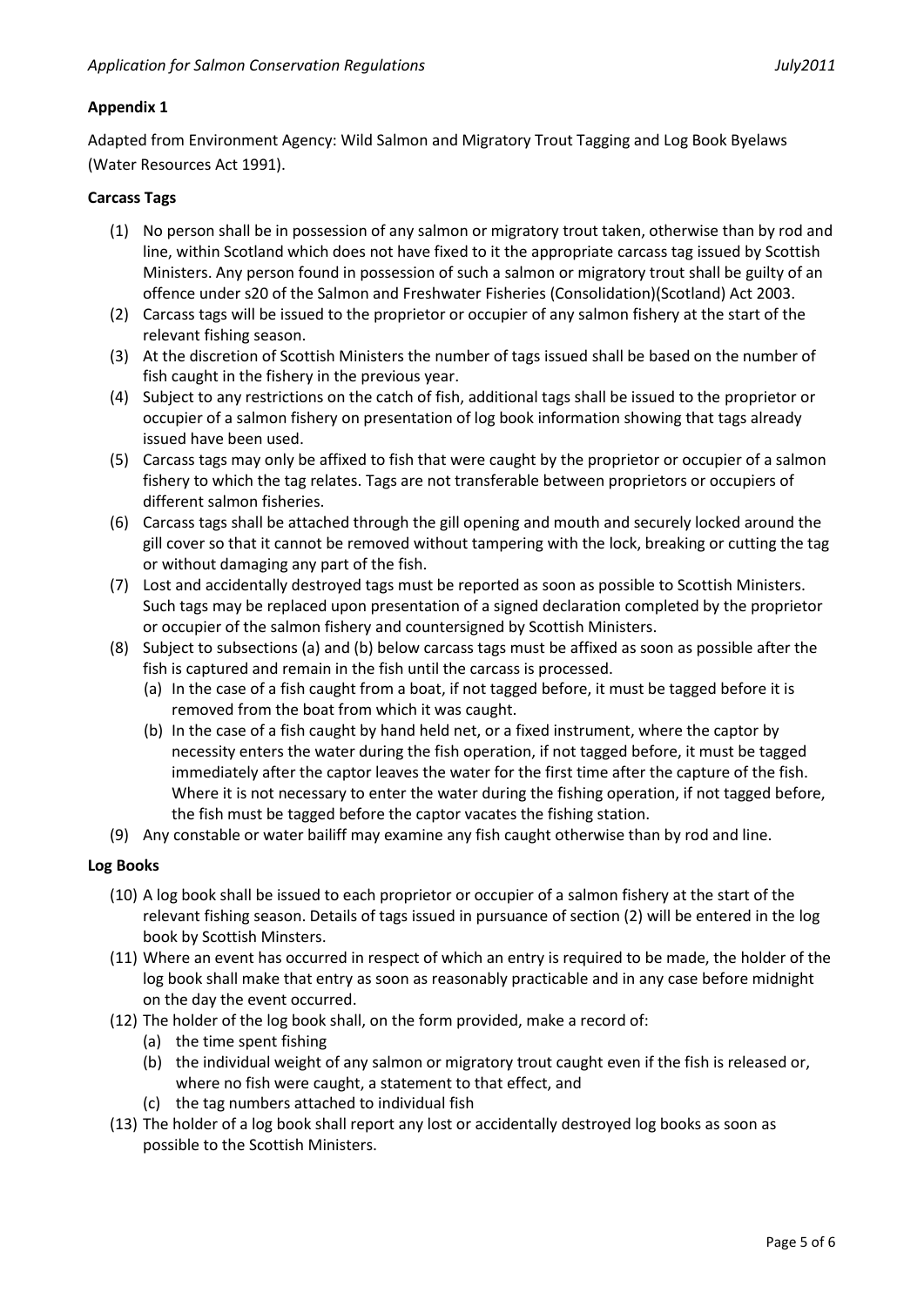**Appendix 1**

Adapted from Environment Agency: Wild Salmon and Migratory Trout Tagging and Log Book Byelaws (Water Resources Act 1991).

**Carcass Tags**

(1) No person shall be in possession of any salmon or migratory trout taken, otherwise than by rod and line, within Scotland which does not have fixed to it the appropriate carcass tag issued by Scottish Ministers. Any person found in possession of such a salmon or migratory trout shall be guilty of an offence under s20 of the Salmon and Freshwater Fisheries (Consolidation)(Scotland) Act 2003.

(2) Carcass tags will be issued to the proprietor or occupier of any salmon fishery at the start of the relevant fishing season.

(3) At the discretion of Scottish Ministers the number of tags issued shall be based on the number of fish caught in the fishery in the previous year.

(4) Subject to any restrictions on the catch of fish, additional tags shall be issued to the proprietor or occupier of a salmon fishery on presentation of log book information showing that tags already issued have been used.

(5) Carcass tags may only be affixed to fish that were caught by the proprietor or occupier of a salmon fishery to which the tag relates. Tags are not transferable between proprietors or occupiers of different salmon fisheries.

(6) Carcass tags shall be attached through the gill opening and mouth and securely locked around the gill cover so that it cannot be removed without tampering with the lock, breaking or cutting the tag or without damaging any part of the fish.

(7) Lost and accidentally destroyed tags must be reported as soon as possible to Scottish Ministers. Such tags may be replaced upon presentation of a signed declaration completed by the proprietor or occupier of the salmon fishery and countersigned by Scottish Ministers.

(8) Subject to subsections (a) and (b) below carcass tags must be affixed as soon as possible after the fish is captured and remain in the fish until the carcass is processed.
   (a) In the case of a fish caught from a boat, if not tagged before, it must be tagged before it is removed from the boat from which it was caught.
   (b) In the case of a fish caught by hand held net, or a fixed instrument, where the captor by necessity enters the water during the fish operation, if not tagged before, it must be tagged immediately after the captor leaves the water for the first time after the capture of the fish. Where it is not necessary to enter the water during the fishing operation, if not tagged before, the fish must be tagged before the captor vacates the fishing station.

(9) Any constable or water bailiff may examine any fish caught otherwise than by rod and line.

**Log Books**

(10) A log book shall be issued to each proprietor or occupier of a salmon fishery at the start of the relevant fishing season. Details of tags issued in pursuance of section (2) will be entered in the log book by Scottish Minsters.

(11) Where an event has occurred in respect of which an entry is required to be made, the holder of the log book shall make that entry as soon as reasonably practicable and in any case before midnight on the day the event occurred.

(12) The holder of the log book shall, on the form provided, make a record of:
   (a) the time spent fishing
   (b) the individual weight of any salmon or migratory trout caught even if the fish is released or, where no fish were caught, a statement to that effect, and
   (c) the tag numbers attached to individual fish

(13) The holder of a log book shall report any lost or accidentally destroyed log books as soon as possible to the Scottish Ministers.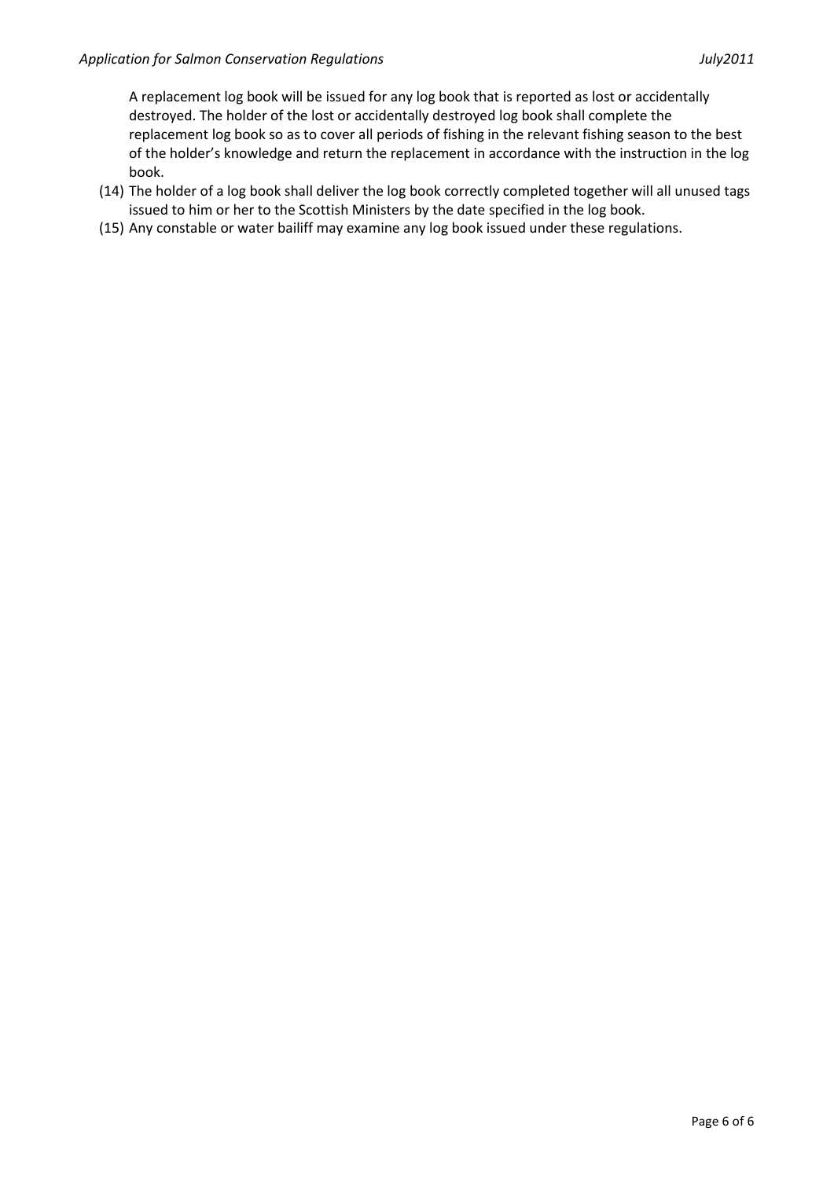A replacement log book will be issued for any log book that is reported as lost or accidentally destroyed. The holder of the lost or accidentally destroyed log book shall complete the replacement log book so as to cover all periods of fishing in the relevant fishing season to the best of the holder's knowledge and return the replacement in accordance with the instruction in the log book.

(14) The holder of a log book shall deliver the log book correctly completed together will all unused tags issued to him or her to the Scottish Ministers by the date specified in the log book.

(15) Any constable or water bailiff may examine any log book issued under these regulations.